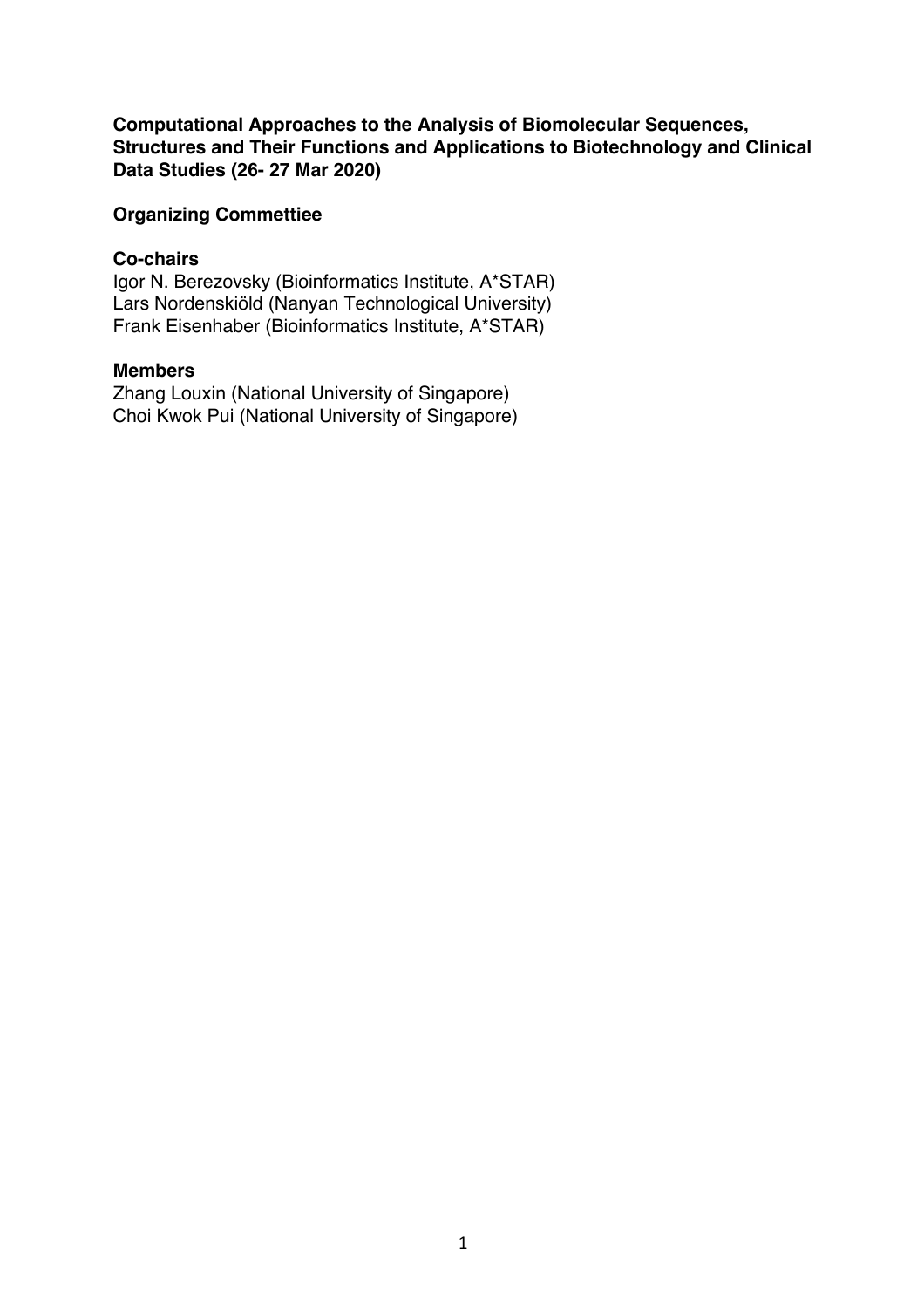**Computational Approaches to the Analysis of Biomolecular Sequences, Structures and Their Functions and Applications to Biotechnology and Clinical Data Studies (26- 27 Mar 2020)**

**Organizing Commettiee**

**Co-chairs**

Igor N. Berezovsky (Bioinformatics Institute, A*STAR)
Lars Nordenskiöld (Nanyan Technological University)
Frank Eisenhaber (Bioinformatics Institute, A*STAR)

**Members**

Zhang Louxin (National University of Singapore)
Choi Kwok Pui (National University of Singapore)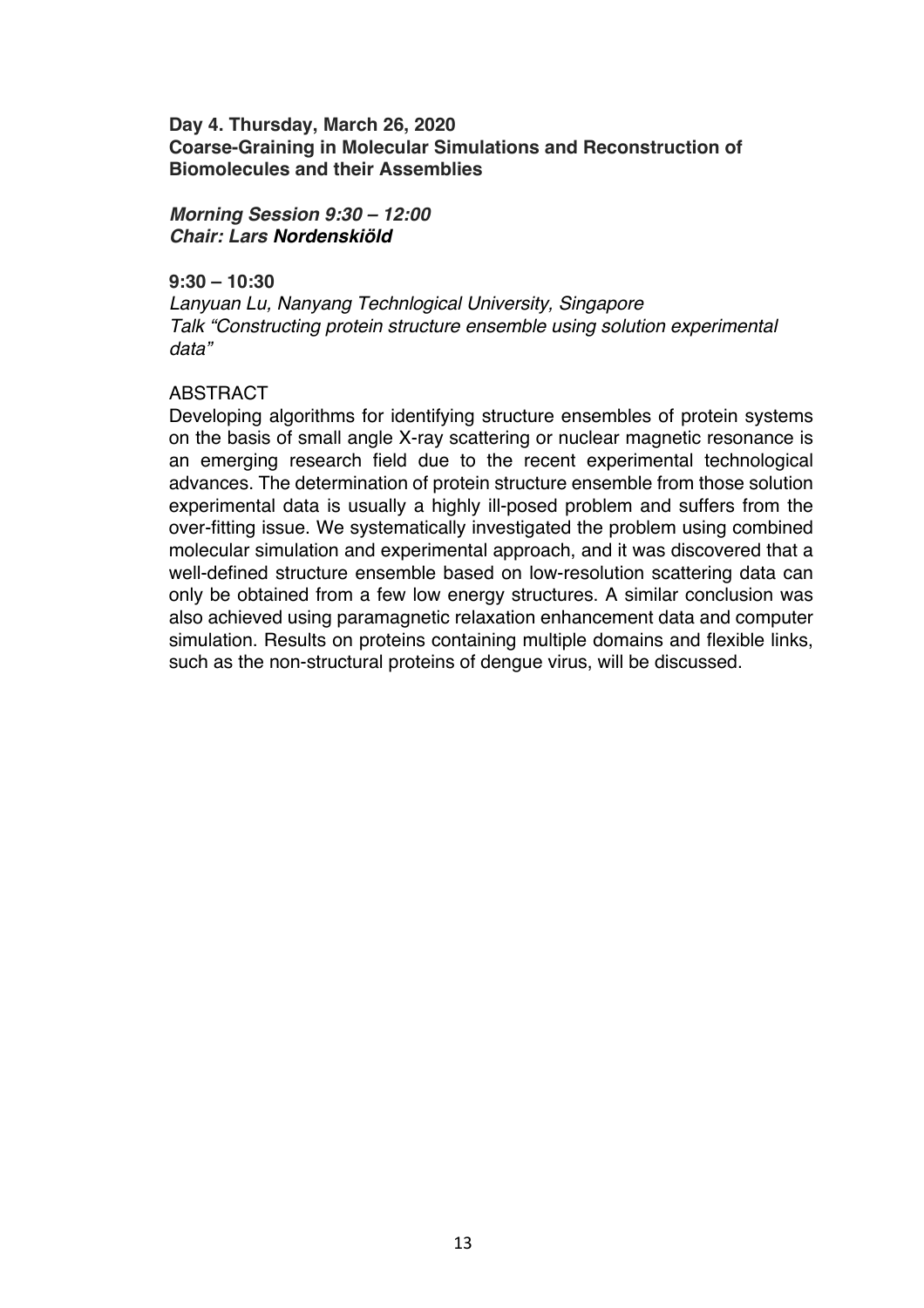**Day 4. Thursday, March 26, 2020**
**Coarse-Graining in Molecular Simulations and Reconstruction of Biomolecules and their Assemblies**

***Morning Session 9:30 – 12:00***
***Chair: Lars Nordenskiöld***

**9:30 – 10:30**
*Lanyuan Lu, Nanyang Technlogical University, Singapore*
*Talk "Constructing protein structure ensemble using solution experimental data"*

ABSTRACT
Developing algorithms for identifying structure ensembles of protein systems on the basis of small angle X-ray scattering or nuclear magnetic resonance is an emerging research field due to the recent experimental technological advances. The determination of protein structure ensemble from those solution experimental data is usually a highly ill-posed problem and suffers from the over-fitting issue. We systematically investigated the problem using combined molecular simulation and experimental approach, and it was discovered that a well-defined structure ensemble based on low-resolution scattering data can only be obtained from a few low energy structures. A similar conclusion was also achieved using paramagnetic relaxation enhancement data and computer simulation. Results on proteins containing multiple domains and flexible links, such as the non-structural proteins of dengue virus, will be discussed.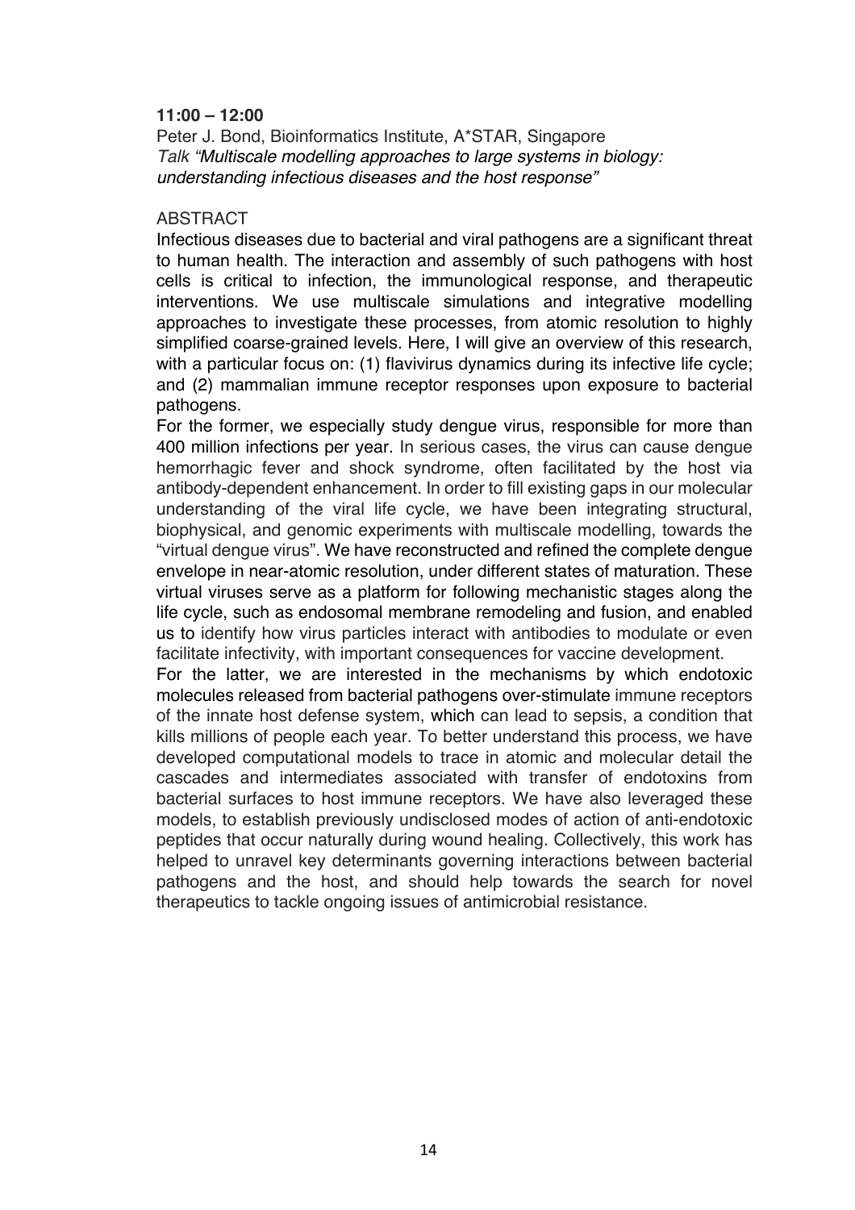**11:00 – 12:00**

Peter J. Bond, Bioinformatics Institute, A*STAR, Singapore

*Talk "Multiscale modelling approaches to large systems in biology: understanding infectious diseases and the host response"*

ABSTRACT

Infectious diseases due to bacterial and viral pathogens are a significant threat to human health. The interaction and assembly of such pathogens with host cells is critical to infection, the immunological response, and therapeutic interventions. We use multiscale simulations and integrative modelling approaches to investigate these processes, from atomic resolution to highly simplified coarse-grained levels. Here, I will give an overview of this research, with a particular focus on: (1) flavivirus dynamics during its infective life cycle; and (2) mammalian immune receptor responses upon exposure to bacterial pathogens.

For the former, we especially study dengue virus, responsible for more than 400 million infections per year. In serious cases, the virus can cause dengue hemorrhagic fever and shock syndrome, often facilitated by the host via antibody-dependent enhancement. In order to fill existing gaps in our molecular understanding of the viral life cycle, we have been integrating structural, biophysical, and genomic experiments with multiscale modelling, towards the "virtual dengue virus". We have reconstructed and refined the complete dengue envelope in near-atomic resolution, under different states of maturation. These virtual viruses serve as a platform for following mechanistic stages along the life cycle, such as endosomal membrane remodeling and fusion, and enabled us to identify how virus particles interact with antibodies to modulate or even facilitate infectivity, with important consequences for vaccine development.

For the latter, we are interested in the mechanisms by which endotoxic molecules released from bacterial pathogens over-stimulate immune receptors of the innate host defense system, which can lead to sepsis, a condition that kills millions of people each year. To better understand this process, we have developed computational models to trace in atomic and molecular detail the cascades and intermediates associated with transfer of endotoxins from bacterial surfaces to host immune receptors. We have also leveraged these models, to establish previously undisclosed modes of action of anti-endotoxic peptides that occur naturally during wound healing. Collectively, this work has helped to unravel key determinants governing interactions between bacterial pathogens and the host, and should help towards the search for novel therapeutics to tackle ongoing issues of antimicrobial resistance.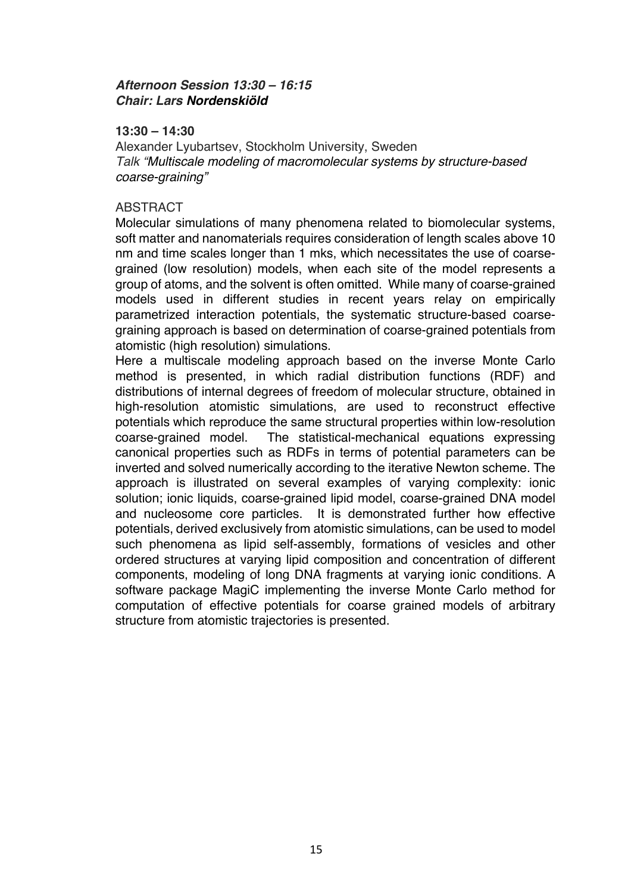***Afternoon Session 13:30 – 16:15***
***Chair: Lars Nordenskiöld***

**13:30 – 14:30**

Alexander Lyubartsev, Stockholm University, Sweden
*Talk "Multiscale modeling of macromolecular systems by structure-based coarse-graining"*

ABSTRACT

Molecular simulations of many phenomena related to biomolecular systems, soft matter and nanomaterials requires consideration of length scales above 10 nm and time scales longer than 1 mks, which necessitates the use of coarse-grained (low resolution) models, when each site of the model represents a group of atoms, and the solvent is often omitted. While many of coarse-grained models used in different studies in recent years relay on empirically parametrized interaction potentials, the systematic structure-based coarse-graining approach is based on determination of coarse-grained potentials from atomistic (high resolution) simulations.

Here a multiscale modeling approach based on the inverse Monte Carlo method is presented, in which radial distribution functions (RDF) and distributions of internal degrees of freedom of molecular structure, obtained in high-resolution atomistic simulations, are used to reconstruct effective potentials which reproduce the same structural properties within low-resolution coarse-grained model. The statistical-mechanical equations expressing canonical properties such as RDFs in terms of potential parameters can be inverted and solved numerically according to the iterative Newton scheme. The approach is illustrated on several examples of varying complexity: ionic solution; ionic liquids, coarse-grained lipid model, coarse-grained DNA model and nucleosome core particles. It is demonstrated further how effective potentials, derived exclusively from atomistic simulations, can be used to model such phenomena as lipid self-assembly, formations of vesicles and other ordered structures at varying lipid composition and concentration of different components, modeling of long DNA fragments at varying ionic conditions. A software package MagiC implementing the inverse Monte Carlo method for computation of effective potentials for coarse grained models of arbitrary structure from atomistic trajectories is presented.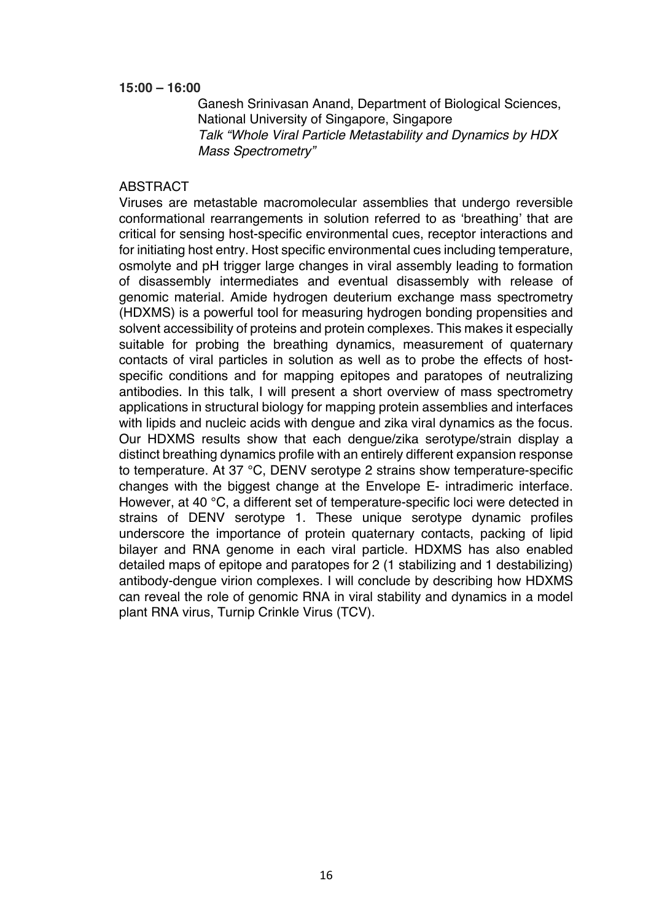**15:00 – 16:00**

Ganesh Srinivasan Anand, Department of Biological Sciences, National University of Singapore, Singapore
*Talk "Whole Viral Particle Metastability and Dynamics by HDX Mass Spectrometry"*

ABSTRACT

Viruses are metastable macromolecular assemblies that undergo reversible conformational rearrangements in solution referred to as 'breathing' that are critical for sensing host-specific environmental cues, receptor interactions and for initiating host entry. Host specific environmental cues including temperature, osmolyte and pH trigger large changes in viral assembly leading to formation of disassembly intermediates and eventual disassembly with release of genomic material. Amide hydrogen deuterium exchange mass spectrometry (HDXMS) is a powerful tool for measuring hydrogen bonding propensities and solvent accessibility of proteins and protein complexes. This makes it especially suitable for probing the breathing dynamics, measurement of quaternary contacts of viral particles in solution as well as to probe the effects of host-specific conditions and for mapping epitopes and paratopes of neutralizing antibodies. In this talk, I will present a short overview of mass spectrometry applications in structural biology for mapping protein assemblies and interfaces with lipids and nucleic acids with dengue and zika viral dynamics as the focus. Our HDXMS results show that each dengue/zika serotype/strain display a distinct breathing dynamics profile with an entirely different expansion response to temperature. At 37 °C, DENV serotype 2 strains show temperature-specific changes with the biggest change at the Envelope E- intradimeric interface. However, at 40 °C, a different set of temperature-specific loci were detected in strains of DENV serotype 1. These unique serotype dynamic profiles underscore the importance of protein quaternary contacts, packing of lipid bilayer and RNA genome in each viral particle. HDXMS has also enabled detailed maps of epitope and paratopes for 2 (1 stabilizing and 1 destabilizing) antibody-dengue virion complexes. I will conclude by describing how HDXMS can reveal the role of genomic RNA in viral stability and dynamics in a model plant RNA virus, Turnip Crinkle Virus (TCV).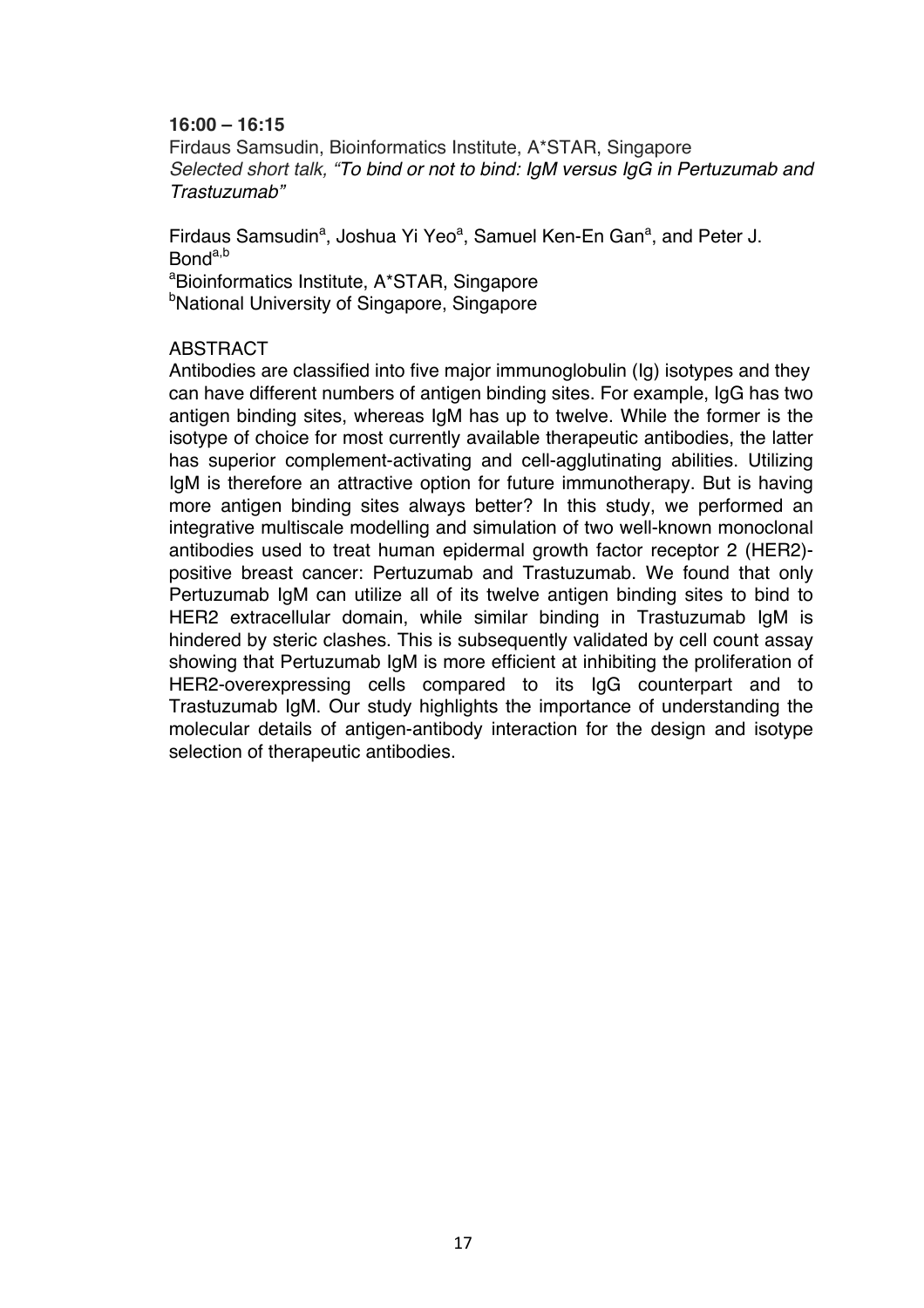**16:00 – 16:15**

Firdaus Samsudin, Bioinformatics Institute, A*STAR, Singapore
*Selected short talk, "To bind or not to bind: IgM versus IgG in Pertuzumab and Trastuzumab"*

Firdaus Samsudin[a], Joshua Yi Yeo[a], Samuel Ken-En Gan[a], and Peter J. Bond[a,b]
[a]Bioinformatics Institute, A*STAR, Singapore
[b]National University of Singapore, Singapore

ABSTRACT

Antibodies are classified into five major immunoglobulin (Ig) isotypes and they can have different numbers of antigen binding sites. For example, IgG has two antigen binding sites, whereas IgM has up to twelve. While the former is the isotype of choice for most currently available therapeutic antibodies, the latter has superior complement-activating and cell-agglutinating abilities. Utilizing IgM is therefore an attractive option for future immunotherapy. But is having more antigen binding sites always better? In this study, we performed an integrative multiscale modelling and simulation of two well-known monoclonal antibodies used to treat human epidermal growth factor receptor 2 (HER2)-positive breast cancer: Pertuzumab and Trastuzumab. We found that only Pertuzumab IgM can utilize all of its twelve antigen binding sites to bind to HER2 extracellular domain, while similar binding in Trastuzumab IgM is hindered by steric clashes. This is subsequently validated by cell count assay showing that Pertuzumab IgM is more efficient at inhibiting the proliferation of HER2-overexpressing cells compared to its IgG counterpart and to Trastuzumab IgM. Our study highlights the importance of understanding the molecular details of antigen-antibody interaction for the design and isotype selection of therapeutic antibodies.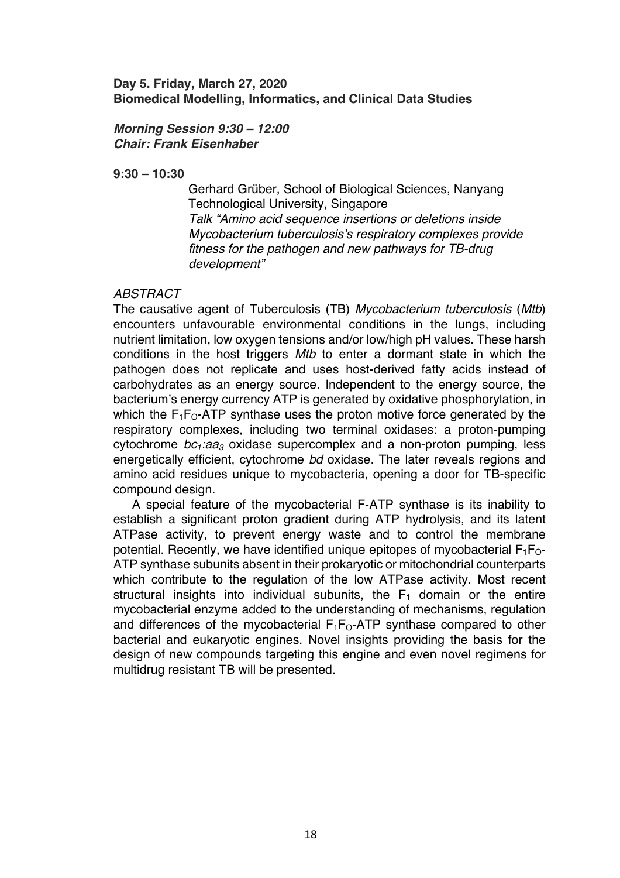**Day 5. Friday, March 27, 2020**
**Biomedical Modelling, Informatics, and Clinical Data Studies**

***Morning Session 9:30 – 12:00***
***Chair: Frank Eisenhaber***

**9:30 – 10:30**

Gerhard Grüber, School of Biological Sciences, Nanyang Technological University, Singapore
*Talk "Amino acid sequence insertions or deletions inside Mycobacterium tuberculosis's respiratory complexes provide fitness for the pathogen and new pathways for TB-drug development"*

*ABSTRACT*

The causative agent of Tuberculosis (TB) *Mycobacterium tuberculosis* (*Mtb*) encounters unfavourable environmental conditions in the lungs, including nutrient limitation, low oxygen tensions and/or low/high pH values. These harsh conditions in the host triggers *Mtb* to enter a dormant state in which the pathogen does not replicate and uses host-derived fatty acids instead of carbohydrates as an energy source. Independent to the energy source, the bacterium's energy currency ATP is generated by oxidative phosphorylation, in which the $F_1F_O$-ATP synthase uses the proton motive force generated by the respiratory complexes, including two terminal oxidases: a proton-pumping cytochrome $bc_1$:$aa_3$ oxidase supercomplex and a non-proton pumping, less energetically efficient, cytochrome *bd* oxidase. The later reveals regions and amino acid residues unique to mycobacteria, opening a door for TB-specific compound design.

A special feature of the mycobacterial F-ATP synthase is its inability to establish a significant proton gradient during ATP hydrolysis, and its latent ATPase activity, to prevent energy waste and to control the membrane potential. Recently, we have identified unique epitopes of mycobacterial $F_1F_O$-ATP synthase subunits absent in their prokaryotic or mitochondrial counterparts which contribute to the regulation of the low ATPase activity. Most recent structural insights into individual subunits, the $F_1$ domain or the entire mycobacterial enzyme added to the understanding of mechanisms, regulation and differences of the mycobacterial $F_1F_O$-ATP synthase compared to other bacterial and eukaryotic engines. Novel insights providing the basis for the design of new compounds targeting this engine and even novel regimens for multidrug resistant TB will be presented.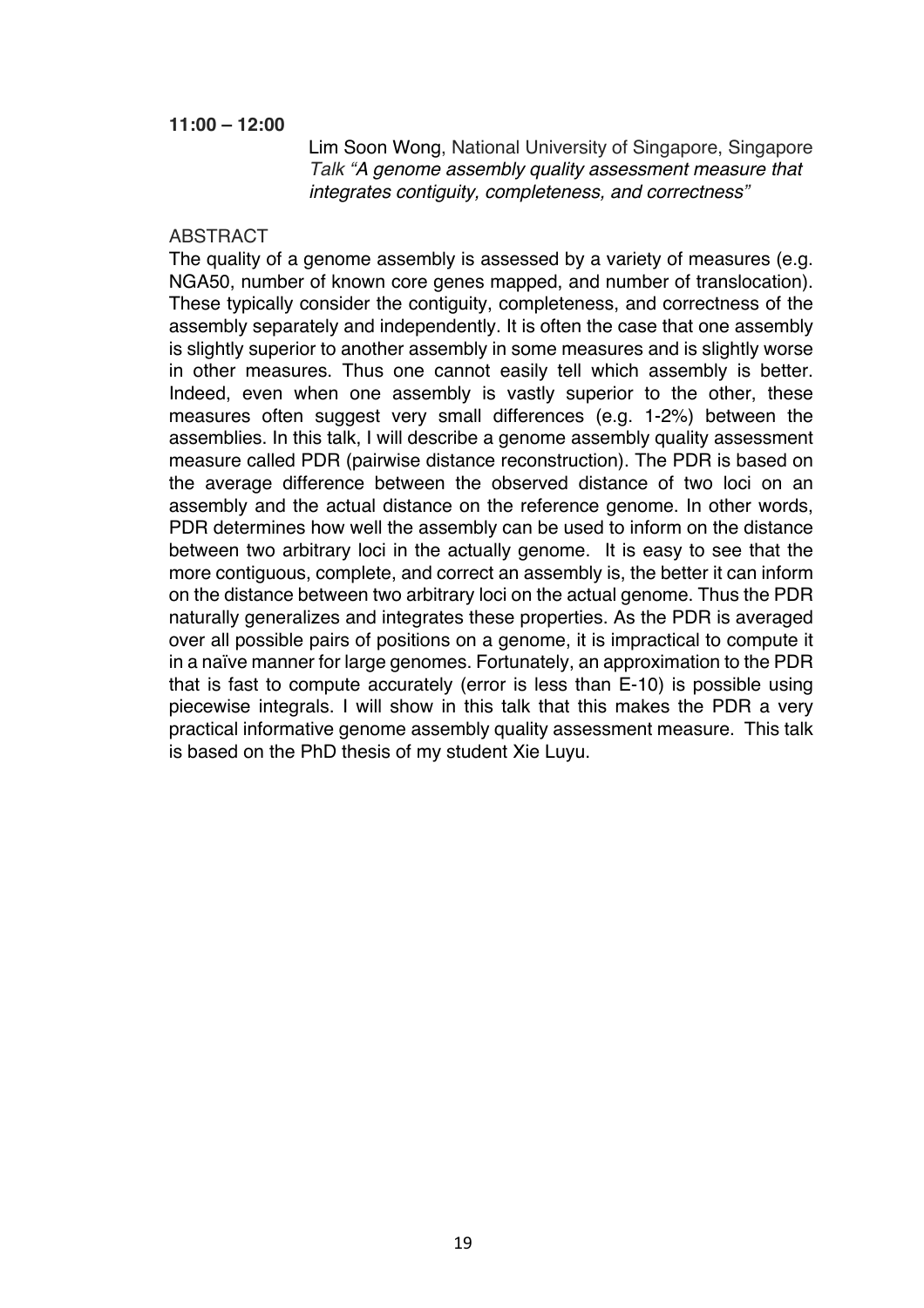**11:00 – 12:00**

Lim Soon Wong, National University of Singapore, Singapore
*Talk "A genome assembly quality assessment measure that integrates contiguity, completeness, and correctness"*

ABSTRACT

The quality of a genome assembly is assessed by a variety of measures (e.g. NGA50, number of known core genes mapped, and number of translocation). These typically consider the contiguity, completeness, and correctness of the assembly separately and independently. It is often the case that one assembly is slightly superior to another assembly in some measures and is slightly worse in other measures. Thus one cannot easily tell which assembly is better. Indeed, even when one assembly is vastly superior to the other, these measures often suggest very small differences (e.g. 1-2%) between the assemblies. In this talk, I will describe a genome assembly quality assessment measure called PDR (pairwise distance reconstruction). The PDR is based on the average difference between the observed distance of two loci on an assembly and the actual distance on the reference genome. In other words, PDR determines how well the assembly can be used to inform on the distance between two arbitrary loci in the actually genome. It is easy to see that the more contiguous, complete, and correct an assembly is, the better it can inform on the distance between two arbitrary loci on the actual genome. Thus the PDR naturally generalizes and integrates these properties. As the PDR is averaged over all possible pairs of positions on a genome, it is impractical to compute it in a naïve manner for large genomes. Fortunately, an approximation to the PDR that is fast to compute accurately (error is less than E-10) is possible using piecewise integrals. I will show in this talk that this makes the PDR a very practical informative genome assembly quality assessment measure. This talk is based on the PhD thesis of my student Xie Luyu.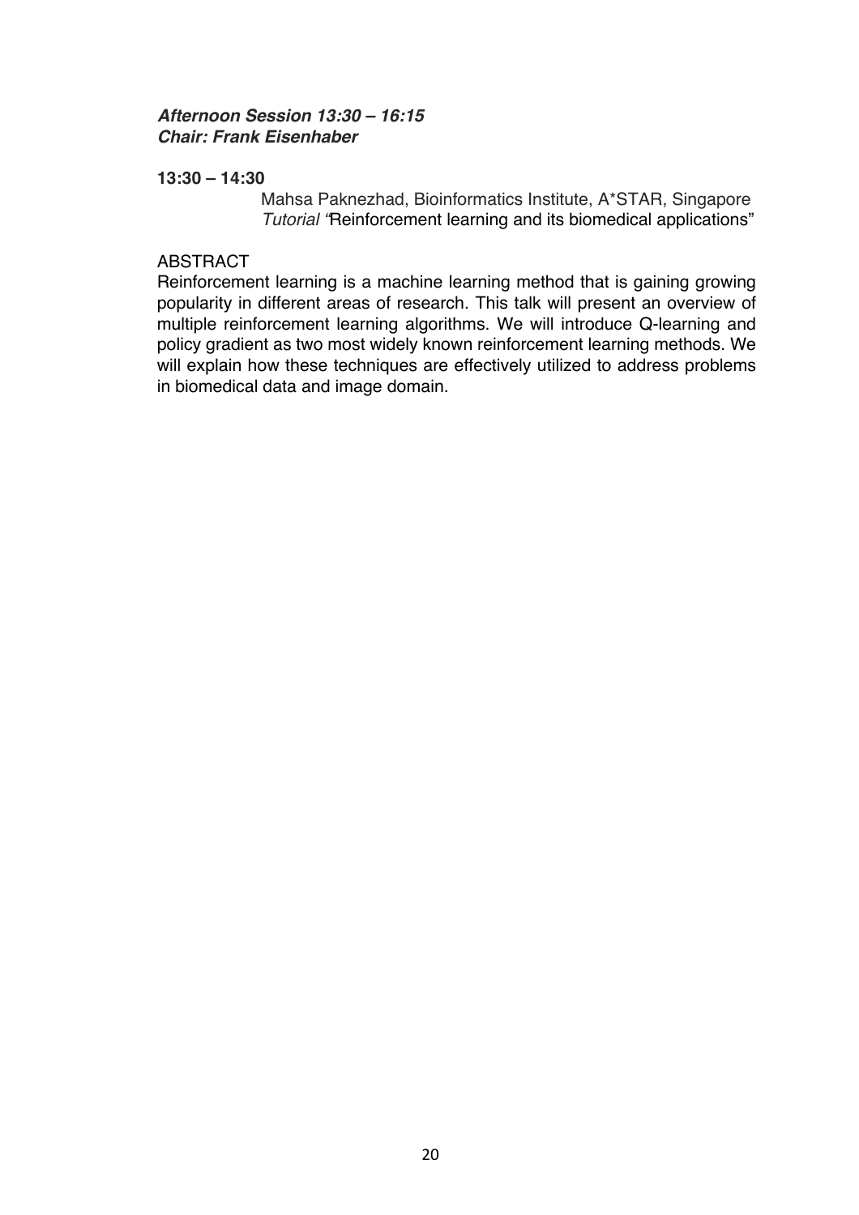***Afternoon Session 13:30 – 16:15***
***Chair: Frank Eisenhaber***

**13:30 – 14:30**

Mahsa Paknezhad, Bioinformatics Institute, A*STAR, Singapore
*Tutorial "*Reinforcement learning and its biomedical applications"

ABSTRACT

Reinforcement learning is a machine learning method that is gaining growing popularity in different areas of research. This talk will present an overview of multiple reinforcement learning algorithms. We will introduce Q-learning and policy gradient as two most widely known reinforcement learning methods. We will explain how these techniques are effectively utilized to address problems in biomedical data and image domain.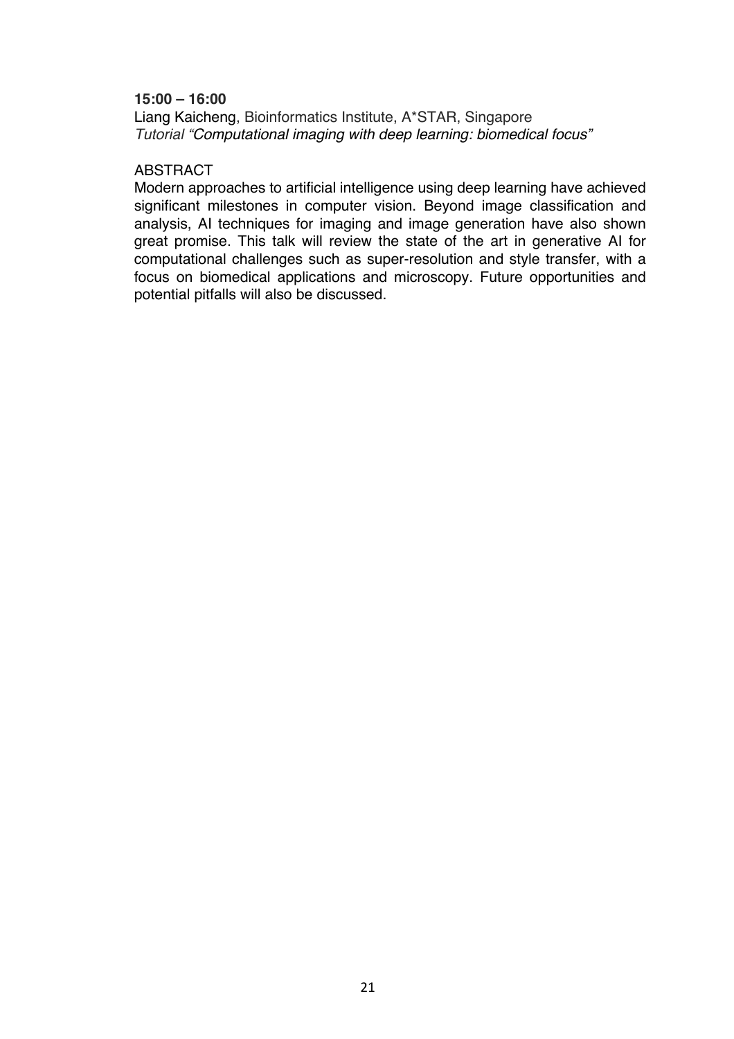**15:00 – 16:00**

Liang Kaicheng, Bioinformatics Institute, A*STAR, Singapore

*Tutorial "Computational imaging with deep learning: biomedical focus"*

ABSTRACT

Modern approaches to artificial intelligence using deep learning have achieved significant milestones in computer vision. Beyond image classification and analysis, AI techniques for imaging and image generation have also shown great promise. This talk will review the state of the art in generative AI for computational challenges such as super-resolution and style transfer, with a focus on biomedical applications and microscopy. Future opportunities and potential pitfalls will also be discussed.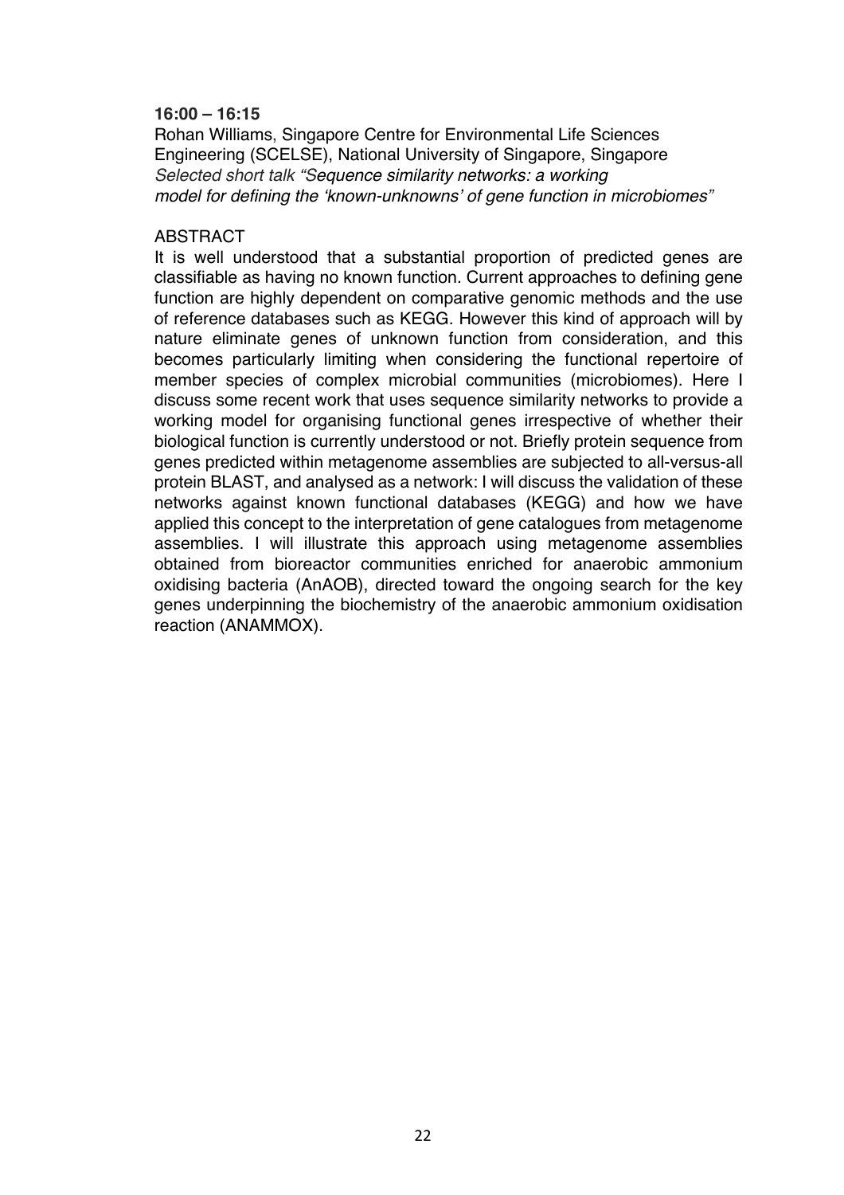**16:00 – 16:15**

Rohan Williams, Singapore Centre for Environmental Life Sciences Engineering (SCELSE), National University of Singapore, Singapore

*Selected short talk "Sequence similarity networks: a working model for defining the 'known-unknowns' of gene function in microbiomes"*

ABSTRACT

It is well understood that a substantial proportion of predicted genes are classifiable as having no known function. Current approaches to defining gene function are highly dependent on comparative genomic methods and the use of reference databases such as KEGG. However this kind of approach will by nature eliminate genes of unknown function from consideration, and this becomes particularly limiting when considering the functional repertoire of member species of complex microbial communities (microbiomes). Here I discuss some recent work that uses sequence similarity networks to provide a working model for organising functional genes irrespective of whether their biological function is currently understood or not. Briefly protein sequence from genes predicted within metagenome assemblies are subjected to all-versus-all protein BLAST, and analysed as a network: I will discuss the validation of these networks against known functional databases (KEGG) and how we have applied this concept to the interpretation of gene catalogues from metagenome assemblies. I will illustrate this approach using metagenome assemblies obtained from bioreactor communities enriched for anaerobic ammonium oxidising bacteria (AnAOB), directed toward the ongoing search for the key genes underpinning the biochemistry of the anaerobic ammonium oxidisation reaction (ANAMMOX).